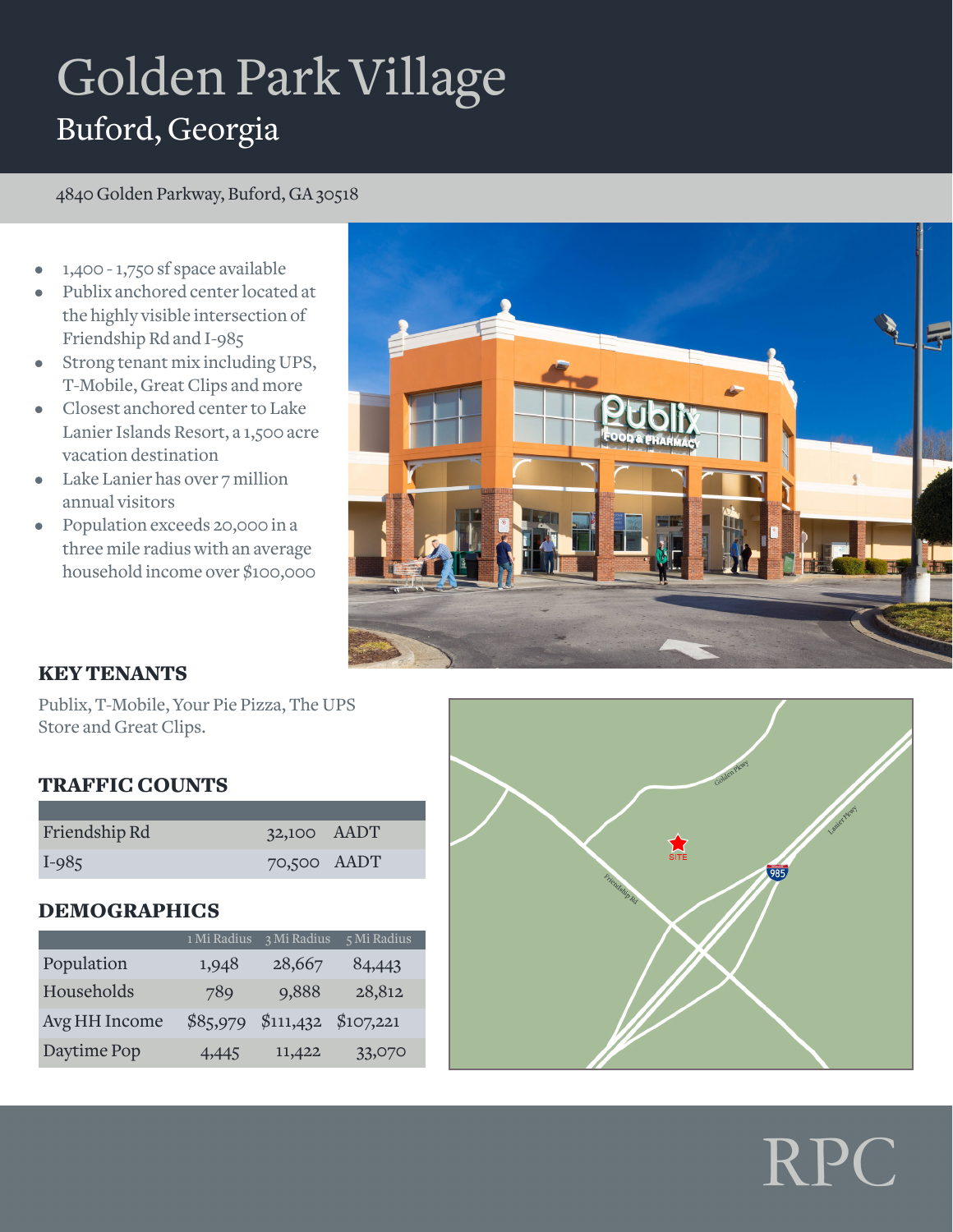# Golden Park Village

## Buford, Georgia

4840 Golden Parkway, Buford, GA 30518

- 1,400 - 1,750 sf space available
- Publix anchored center located at the highly visible intersection of Friendship Rd and I-985
- Strong tenant mix including UPS, T-Mobile, Great Clips and more
- Closest anchored center to Lake Lanier Islands Resort, a 1,500 acre vacation destination
- Lake Lanier has over 7 million annual visitors
- Population exceeds 20,000 in a three mile radius with an average household income over $100,000

### KEY TENANTS

Publix, T-Mobile, Your Pie Pizza, The UPS Store and Great Clips.

### TRAFFIC COUNTS

| | | |
|---|---|---|
| Friendship Rd | 32,100 | AADT |
| I-985 | 70,500 | AADT |

### DEMOGRAPHICS

| | 1 Mi Radius | 3 Mi Radius | 5 Mi Radius |
|---|---|---|---|
| Population | 1,948 | 28,667 | 84,443 |
| Households | 789 | 9,888 | 28,812 |
| Avg HH Income | $85,979 | $111,432 | $107,221 |
| Daytime Pop | 4,445 | 11,422 | 33,070 |

RPC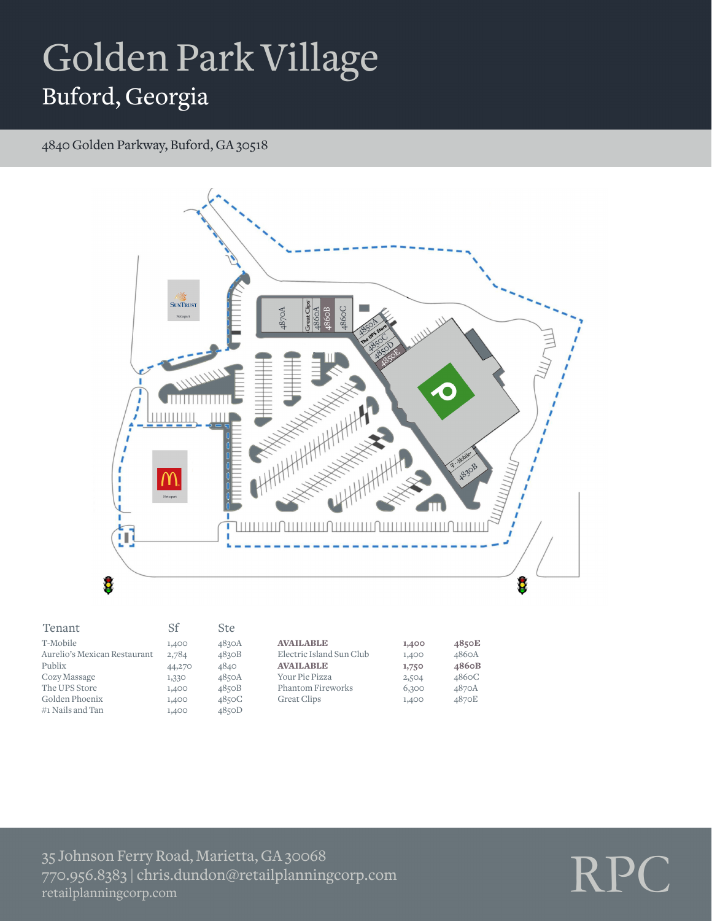# Golden Park Village

## Buford, Georgia

4840 Golden Parkway, Buford, GA 30518

| Tenant | Sf | Ste | | | |
|---|---|---|---|---|---|
| T-Mobile | 1,400 | 4830A | **AVAILABLE** | **1,400** | **4850E** |
| Aurelio's Mexican Restaurant | 2,784 | 4830B | Electric Island Sun Club | 1,400 | 4860A |
| Publix | 44,270 | 4840 | **AVAILABLE** | **1,750** | **4860B** |
| Cozy Massage | 1,330 | 4850A | Your Pie Pizza | 2,504 | 4860C |
| The UPS Store | 1,400 | 4850B | Phantom Fireworks | 6,300 | 4870A |
| Golden Phoenix | 1,400 | 4850C | Great Clips | 1,400 | 4870E |
| #1 Nails and Tan | 1,400 | 4850D | | | |

35 Johnson Ferry Road, Marietta, GA 30068
770.956.8383 | chris.dundon@retailplanningcorp.com
retailplanningcorp.com

RPC